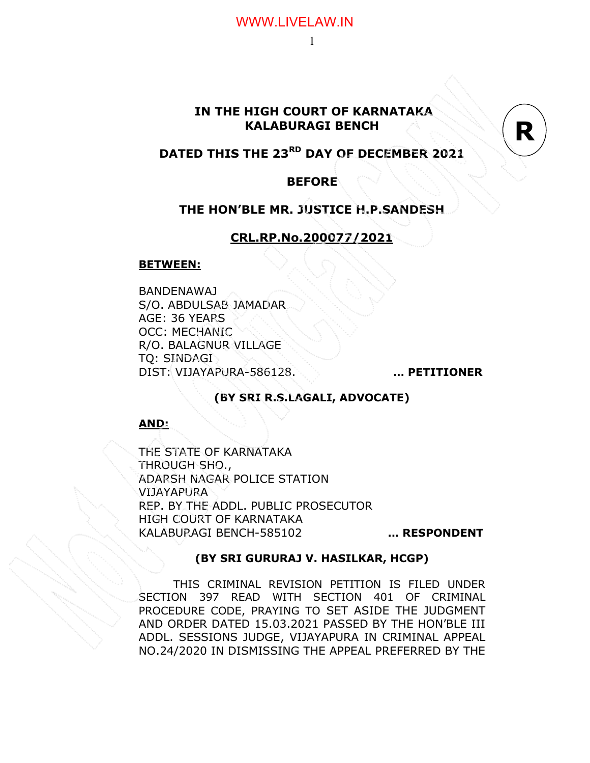**IN THE HIGH COURT OF KARNATAKA**
**KALABURAGI BENCH**

**R**

**DATED THIS THE 23RD DAY OF DECEMBER 2021**

**BEFORE**

**THE HON'BLE MR. JUSTICE H.P.SANDESH**

**CRL.RP.No.200077/2021**

**BETWEEN:**

BANDENAWAJ
S/O. ABDULSAB JAMADAR
AGE: 36 YEARS
OCC: MECHANIC
R/O. BALAGNUR VILLAGE
TQ: SINDAGI
DIST: VIJAYAPURA-586128. **... PETITIONER**

**(BY SRI R.S.LAGALI, ADVOCATE)**

**AND:**

THE STATE OF KARNATAKA
THROUGH SHO.,
ADARSH NAGAR POLICE STATION
VIJAYAPURA
REP. BY THE ADDL. PUBLIC PROSECUTOR
HIGH COURT OF KARNATAKA
KALABURAGI BENCH-585102 **... RESPONDENT**

**(BY SRI GURURAJ V. HASILKAR, HCGP)**

THIS CRIMINAL REVISION PETITION IS FILED UNDER SECTION 397 READ WITH SECTION 401 OF CRIMINAL PROCEDURE CODE, PRAYING TO SET ASIDE THE JUDGMENT AND ORDER DATED 15.03.2021 PASSED BY THE HON'BLE III ADDL. SESSIONS JUDGE, VIJAYAPURA IN CRIMINAL APPEAL NO.24/2020 IN DISMISSING THE APPEAL PREFERRED BY THE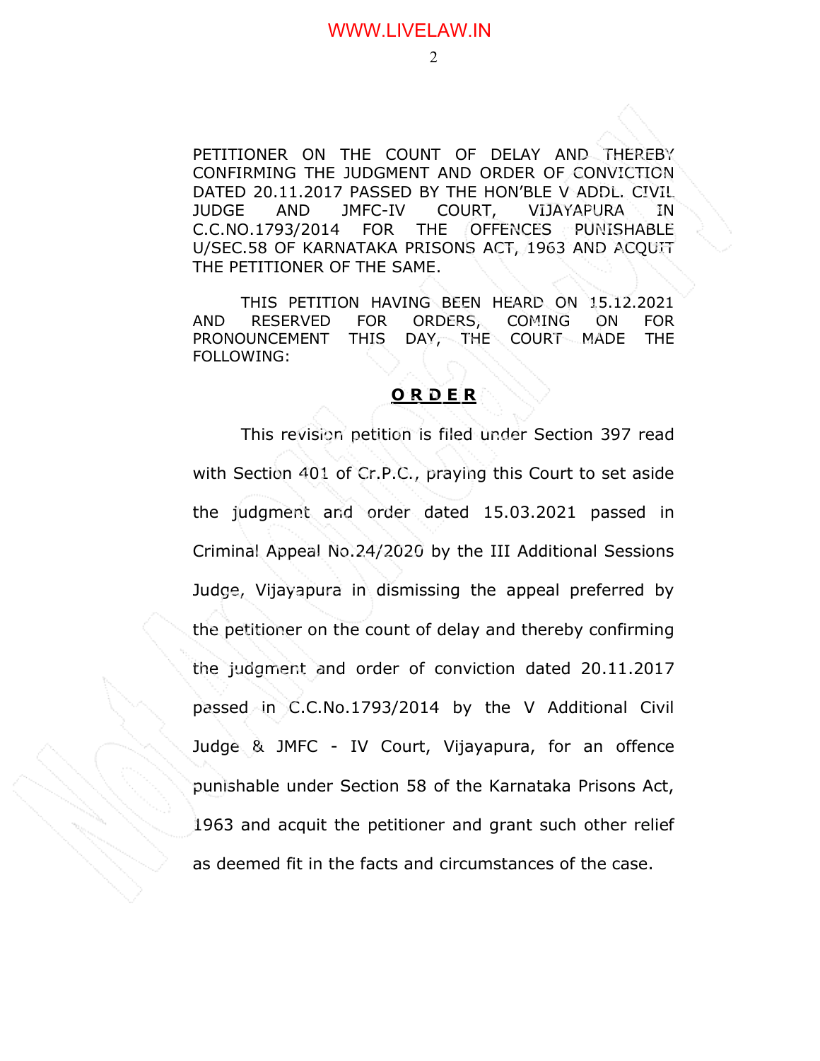PETITIONER ON THE COUNT OF DELAY AND THEREBY CONFIRMING THE JUDGMENT AND ORDER OF CONVICTION DATED 20.11.2017 PASSED BY THE HON'BLE V ADDL. CIVIL JUDGE AND JMFC-IV COURT, VIJAYAPURA IN C.C.NO.1793/2014 FOR THE OFFENCES PUNISHABLE U/SEC.58 OF KARNATAKA PRISONS ACT, 1963 AND ACQUIT THE PETITIONER OF THE SAME.

THIS PETITION HAVING BEEN HEARD ON 15.12.2021 AND RESERVED FOR ORDERS, COMING ON FOR PRONOUNCEMENT THIS DAY, THE COURT MADE THE FOLLOWING:

**ORDER**

This revision petition is filed under Section 397 read with Section 401 of Cr.P.C., praying this Court to set aside the judgment and order dated 15.03.2021 passed in Criminal Appeal No.24/2020 by the III Additional Sessions Judge, Vijayapura in dismissing the appeal preferred by the petitioner on the count of delay and thereby confirming the judgment and order of conviction dated 20.11.2017 passed in C.C.No.1793/2014 by the V Additional Civil Judge & JMFC - IV Court, Vijayapura, for an offence punishable under Section 58 of the Karnataka Prisons Act, 1963 and acquit the petitioner and grant such other relief as deemed fit in the facts and circumstances of the case.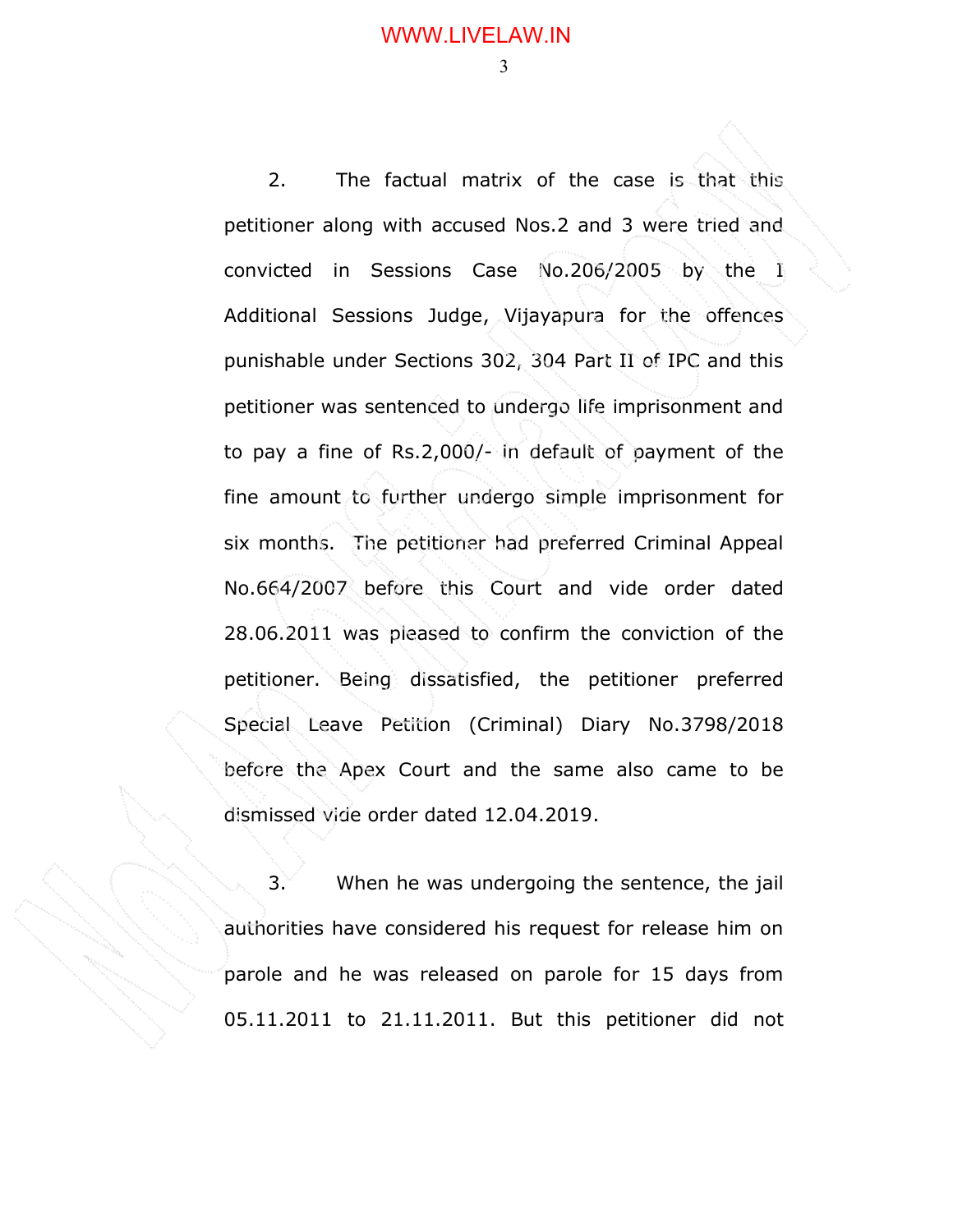2. The factual matrix of the case is that this petitioner along with accused Nos.2 and 3 were tried and convicted in Sessions Case No.206/2005 by the I Additional Sessions Judge, Vijayapura for the offences punishable under Sections 302, 304 Part II of IPC and this petitioner was sentenced to undergo life imprisonment and to pay a fine of Rs.2,000/- in default of payment of the fine amount to further undergo simple imprisonment for six months. The petitioner had preferred Criminal Appeal No.664/2007 before this Court and vide order dated 28.06.2011 was pleased to confirm the conviction of the petitioner. Being dissatisfied, the petitioner preferred Special Leave Petition (Criminal) Diary No.3798/2018 before the Apex Court and the same also came to be dismissed vide order dated 12.04.2019.

3. When he was undergoing the sentence, the jail authorities have considered his request for release him on parole and he was released on parole for 15 days from 05.11.2011 to 21.11.2011. But this petitioner did not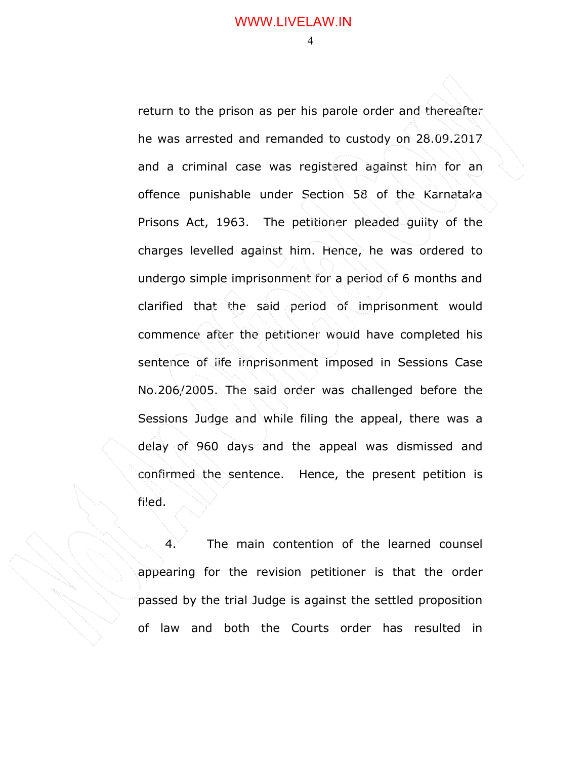return to the prison as per his parole order and thereafter he was arrested and remanded to custody on 28.09.2017 and a criminal case was registered against him for an offence punishable under Section 58 of the Karnataka Prisons Act, 1963. The petitioner pleaded guilty of the charges levelled against him. Hence, he was ordered to undergo simple imprisonment for a period of 6 months and clarified that the said period of imprisonment would commence after the petitioner would have completed his sentence of life imprisonment imposed in Sessions Case No.206/2005. The said order was challenged before the Sessions Judge and while filing the appeal, there was a delay of 960 days and the appeal was dismissed and confirmed the sentence. Hence, the present petition is filed.

4. The main contention of the learned counsel appearing for the revision petitioner is that the order passed by the trial Judge is against the settled proposition of law and both the Courts order has resulted in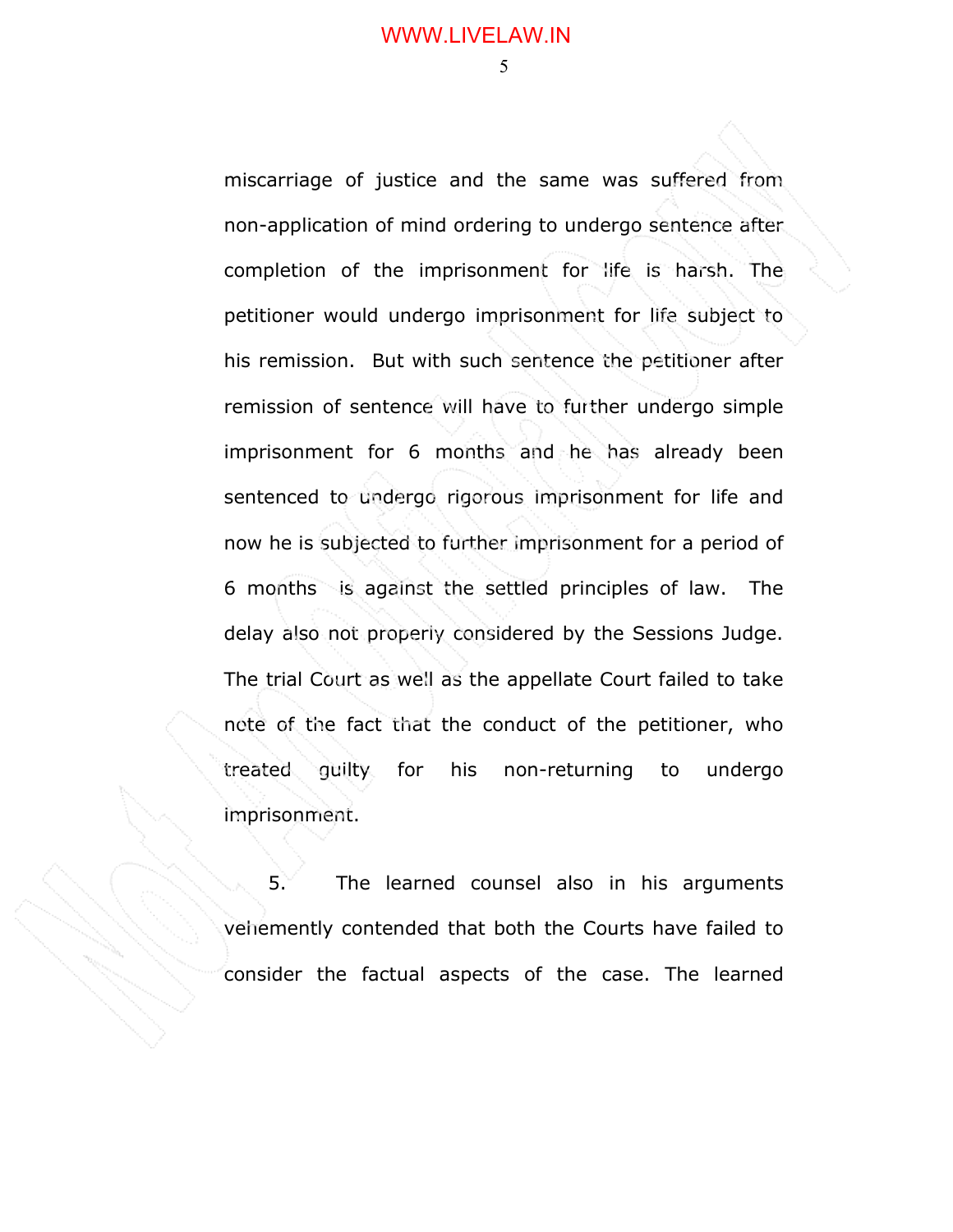miscarriage of justice and the same was suffered from non-application of mind ordering to undergo sentence after completion of the imprisonment for life is harsh. The petitioner would undergo imprisonment for life subject to his remission. But with such sentence the petitioner after remission of sentence will have to further undergo simple imprisonment for 6 months and he has already been sentenced to undergo rigorous imprisonment for life and now he is subjected to further imprisonment for a period of 6 months is against the settled principles of law. The delay also not properly considered by the Sessions Judge. The trial Court as well as the appellate Court failed to take note of the fact that the conduct of the petitioner, who treated guilty for his non-returning to undergo imprisonment.

5. The learned counsel also in his arguments vehemently contended that both the Courts have failed to consider the factual aspects of the case. The learned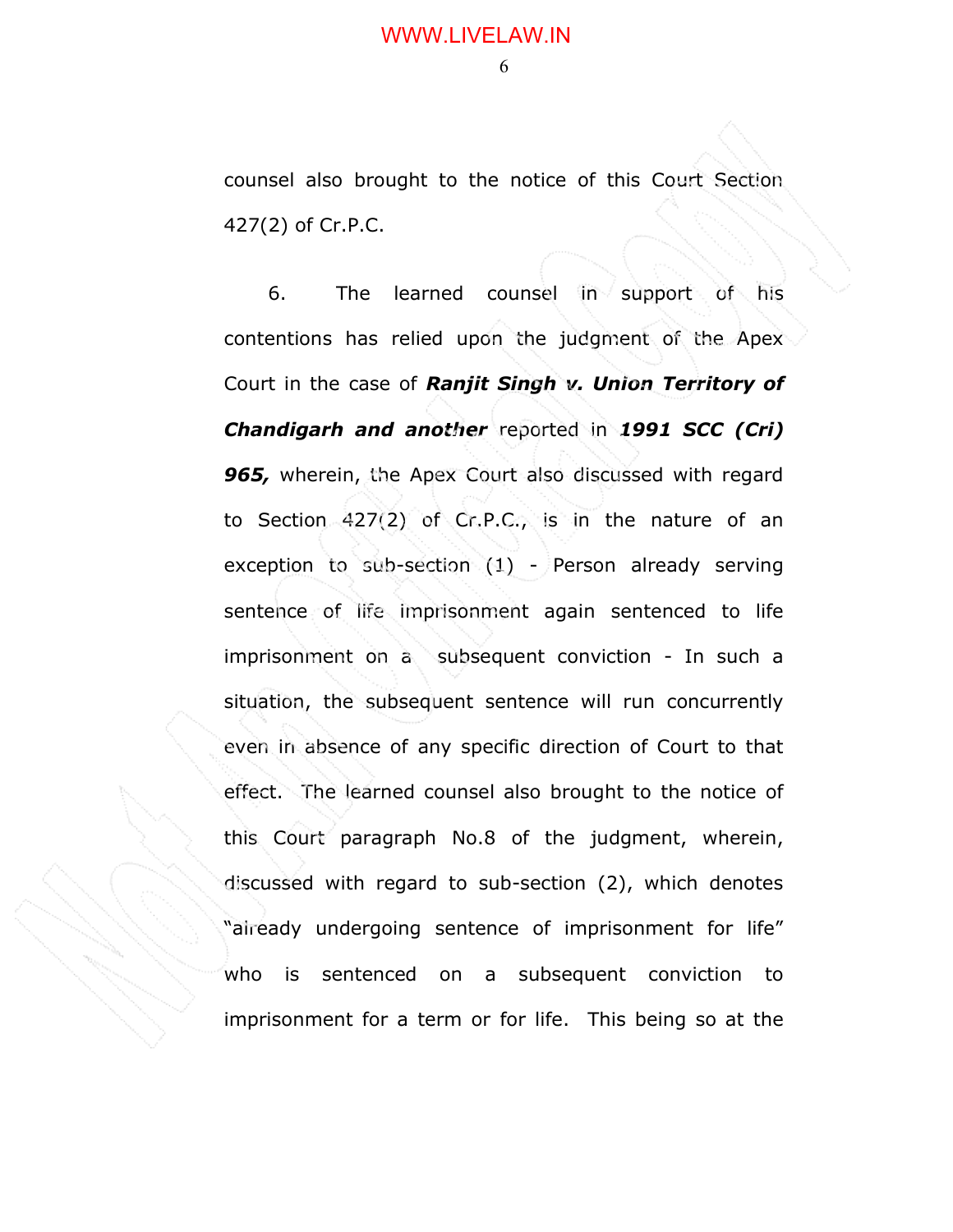counsel also brought to the notice of this Court Section 427(2) of Cr.P.C.

6. The learned counsel in support of his contentions has relied upon the judgment of the Apex Court in the case of ***Ranjit Singh v. Union Territory of Chandigarh and another*** reported in ***1991 SCC (Cri) 965,*** wherein, the Apex Court also discussed with regard to Section 427(2) of Cr.P.C., is in the nature of an exception to sub-section (1) - Person already serving sentence of life imprisonment again sentenced to life imprisonment on a subsequent conviction - In such a situation, the subsequent sentence will run concurrently even in absence of any specific direction of Court to that effect. The learned counsel also brought to the notice of this Court paragraph No.8 of the judgment, wherein, discussed with regard to sub-section (2), which denotes "already undergoing sentence of imprisonment for life" who is sentenced on a subsequent conviction to imprisonment for a term or for life. This being so at the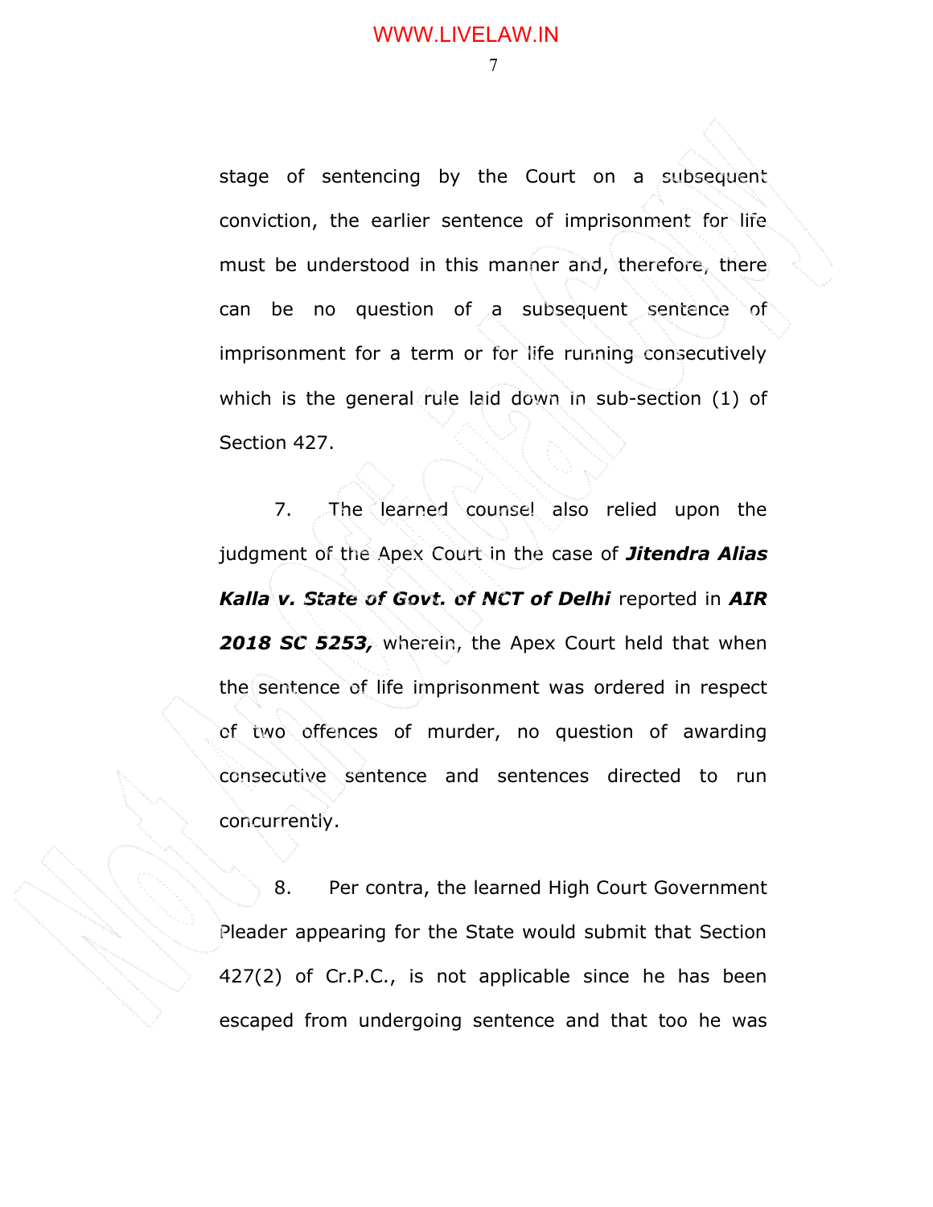stage of sentencing by the Court on a subsequent conviction, the earlier sentence of imprisonment for life must be understood in this manner and, therefore, there can be no question of a subsequent sentence of imprisonment for a term or for life running consecutively which is the general rule laid down in sub-section (1) of Section 427.

7. The learned counsel also relied upon the judgment of the Apex Court in the case of ***Jitendra Alias Kalla v. State of Govt. of NCT of Delhi*** reported in ***AIR 2018 SC 5253,*** wherein, the Apex Court held that when the sentence of life imprisonment was ordered in respect of two offences of murder, no question of awarding consecutive sentence and sentences directed to run concurrently.

8. Per contra, the learned High Court Government Pleader appearing for the State would submit that Section 427(2) of Cr.P.C., is not applicable since he has been escaped from undergoing sentence and that too he was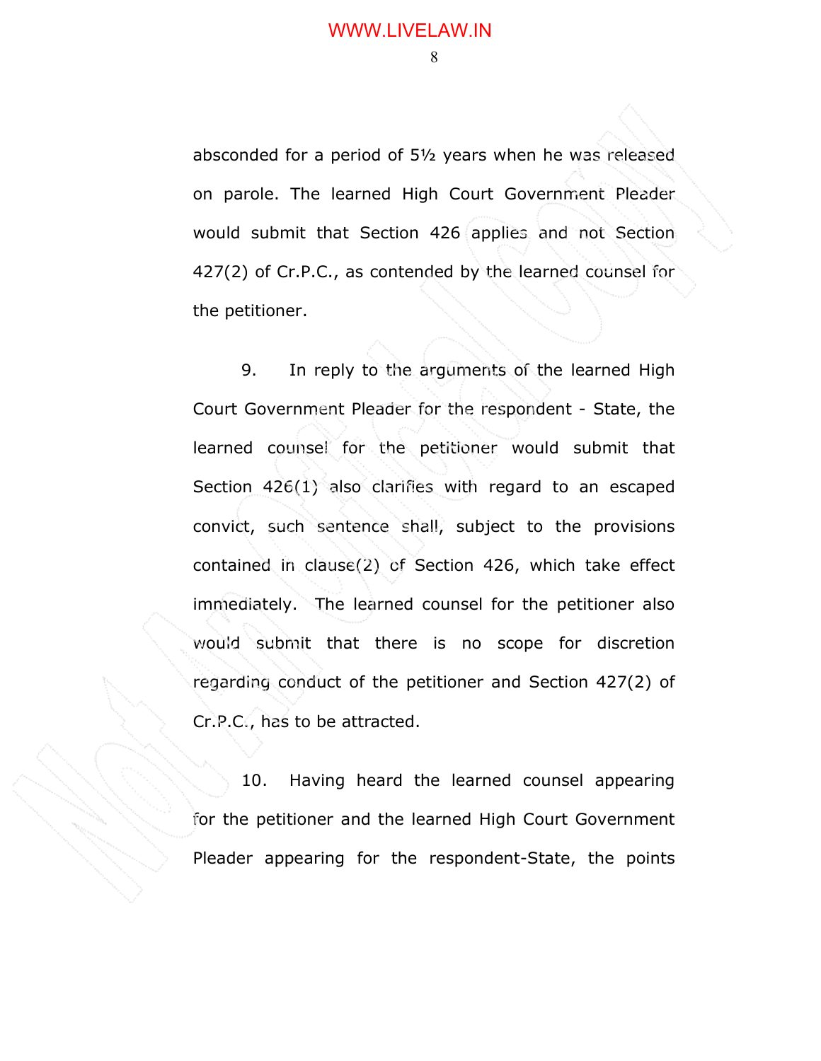absconded for a period of 5½ years when he was released on parole. The learned High Court Government Pleader would submit that Section 426 applies and not Section 427(2) of Cr.P.C., as contended by the learned counsel for the petitioner.

9. In reply to the arguments of the learned High Court Government Pleader for the respondent - State, the learned counsel for the petitioner would submit that Section 426(1) also clarifies with regard to an escaped convict, such sentence shall, subject to the provisions contained in clause(2) of Section 426, which take effect immediately. The learned counsel for the petitioner also would submit that there is no scope for discretion regarding conduct of the petitioner and Section 427(2) of Cr.P.C., has to be attracted.

10. Having heard the learned counsel appearing for the petitioner and the learned High Court Government Pleader appearing for the respondent-State, the points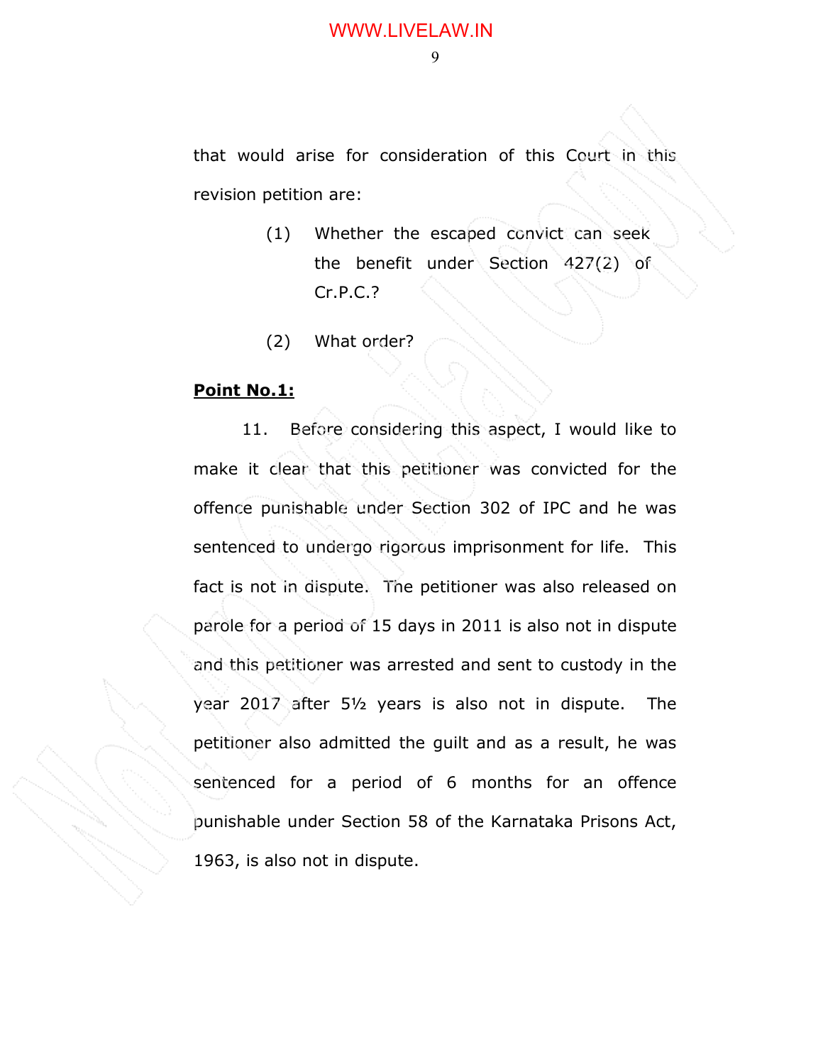that would arise for consideration of this Court in this revision petition are:

(1) Whether the escaped convict can seek the benefit under Section 427(2) of Cr.P.C.?

(2) What order?

**Point No.1:**

11. Before considering this aspect, I would like to make it clear that this petitioner was convicted for the offence punishable under Section 302 of IPC and he was sentenced to undergo rigorous imprisonment for life. This fact is not in dispute. The petitioner was also released on parole for a period of 15 days in 2011 is also not in dispute and this petitioner was arrested and sent to custody in the year 2017 after 5½ years is also not in dispute. The petitioner also admitted the guilt and as a result, he was sentenced for a period of 6 months for an offence punishable under Section 58 of the Karnataka Prisons Act, 1963, is also not in dispute.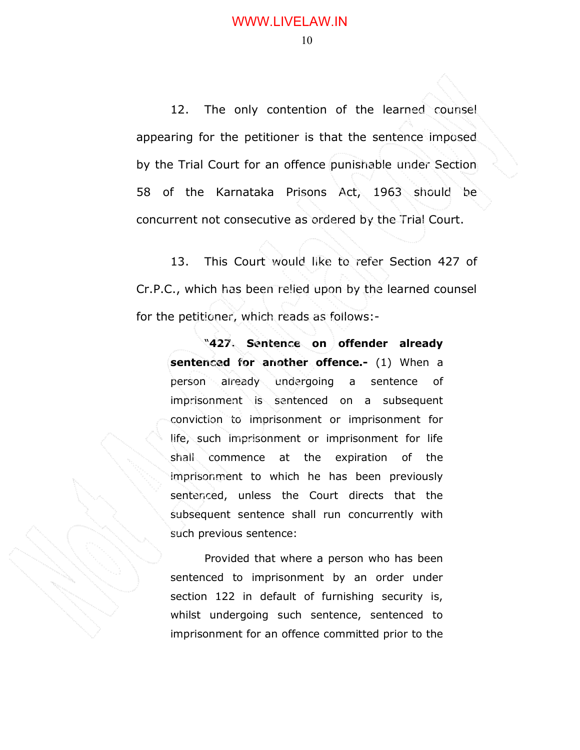12. The only contention of the learned counsel appearing for the petitioner is that the sentence imposed by the Trial Court for an offence punishable under Section 58 of the Karnataka Prisons Act, 1963 should be concurrent not consecutive as ordered by the Trial Court.

13. This Court would like to refer Section 427 of Cr.P.C., which has been relied upon by the learned counsel for the petitioner, which reads as follows:-

> "**427. Sentence on offender already sentenced for another offence.-** (1) When a person already undergoing a sentence of imprisonment is sentenced on a subsequent conviction to imprisonment or imprisonment for life, such imprisonment or imprisonment for life shall commence at the expiration of the imprisonment to which he has been previously sentenced, unless the Court directs that the subsequent sentence shall run concurrently with such previous sentence:
>
> Provided that where a person who has been sentenced to imprisonment by an order under section 122 in default of furnishing security is, whilst undergoing such sentence, sentenced to imprisonment for an offence committed prior to the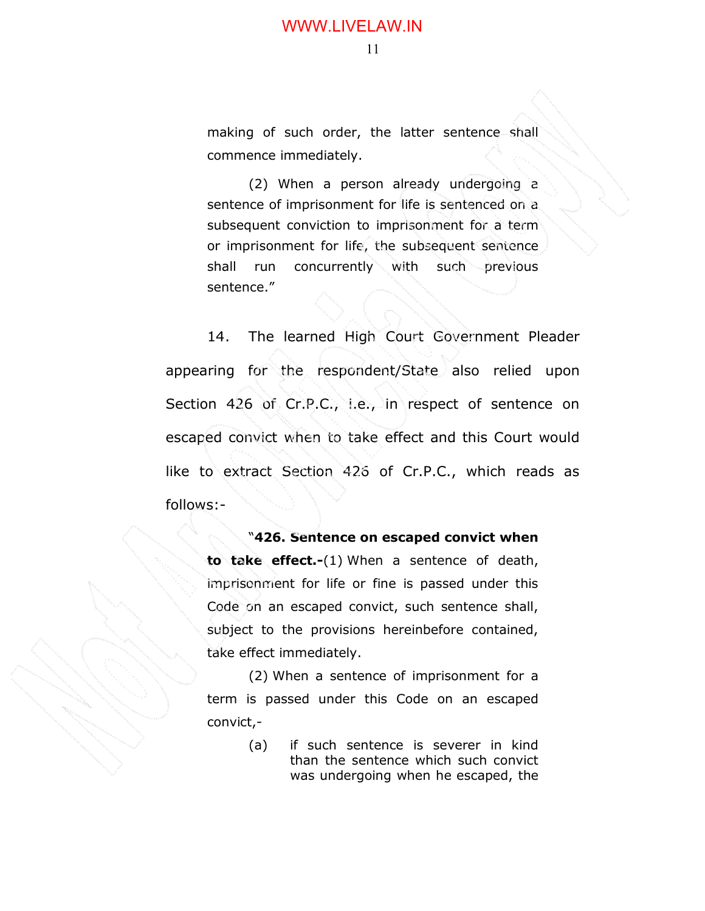making of such order, the latter sentence shall commence immediately.

(2) When a person already undergoing a sentence of imprisonment for life is sentenced on a subsequent conviction to imprisonment for a term or imprisonment for life, the subsequent sentence shall run concurrently with such previous sentence."

14. The learned High Court Government Pleader appearing for the respondent/State also relied upon Section 426 of Cr.P.C., i.e., in respect of sentence on escaped convict when to take effect and this Court would like to extract Section 426 of Cr.P.C., which reads as follows:-

> "**426. Sentence on escaped convict when to take effect.-**(1) When a sentence of death, imprisonment for life or fine is passed under this Code on an escaped convict, such sentence shall, subject to the provisions hereinbefore contained, take effect immediately.
>
> (2) When a sentence of imprisonment for a term is passed under this Code on an escaped convict,-
>
> (a) if such sentence is severer in kind than the sentence which such convict was undergoing when he escaped, the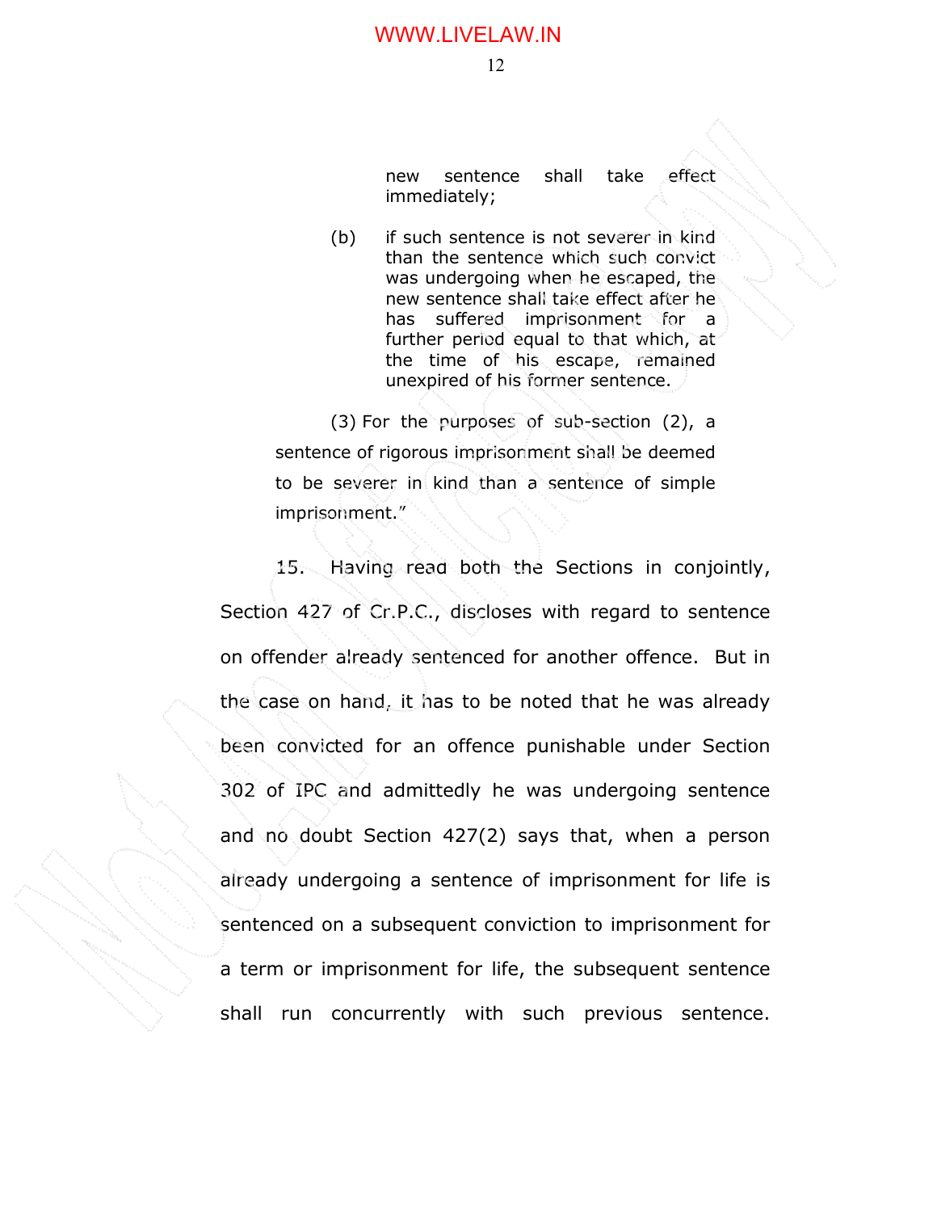new sentence shall take effect immediately;

(b) if such sentence is not severer in kind than the sentence which such convict was undergoing when he escaped, the new sentence shall take effect after he has suffered imprisonment for a further period equal to that which, at the time of his escape, remained unexpired of his former sentence.

(3) For the purposes of sub-section (2), a sentence of rigorous imprisonment shall be deemed to be severer in kind than a sentence of simple imprisonment."

15. Having read both the Sections in conjointly, Section 427 of Cr.P.C., discloses with regard to sentence on offender already sentenced for another offence. But in the case on hand, it has to be noted that he was already been convicted for an offence punishable under Section 302 of IPC and admittedly he was undergoing sentence and no doubt Section 427(2) says that, when a person already undergoing a sentence of imprisonment for life is sentenced on a subsequent conviction to imprisonment for a term or imprisonment for life, the subsequent sentence shall run concurrently with such previous sentence.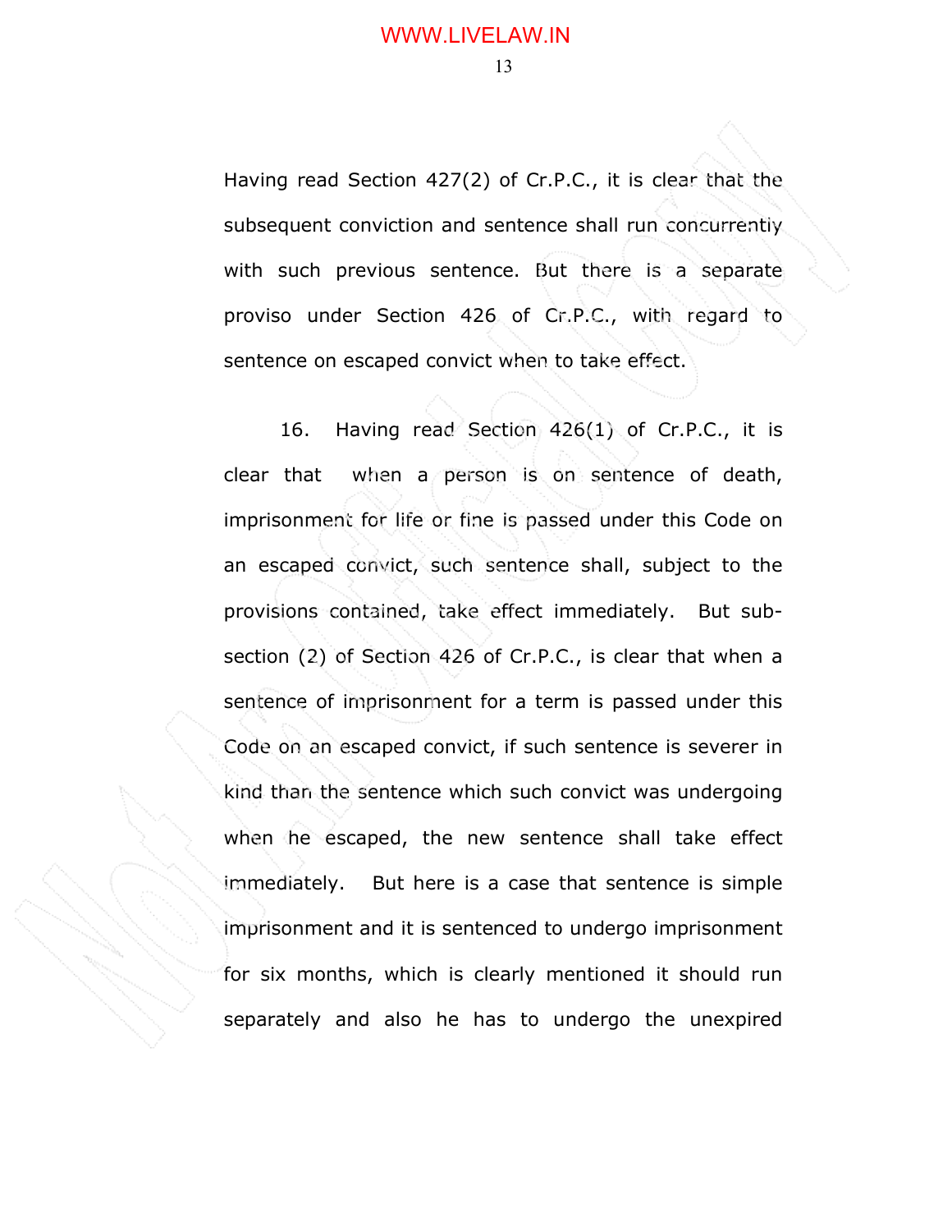Having read Section 427(2) of Cr.P.C., it is clear that the subsequent conviction and sentence shall run concurrently with such previous sentence. But there is a separate proviso under Section 426 of Cr.P.C., with regard to sentence on escaped convict when to take effect.

16. Having read Section 426(1) of Cr.P.C., it is clear that when a person is on sentence of death, imprisonment for life or fine is passed under this Code on an escaped convict, such sentence shall, subject to the provisions contained, take effect immediately. But sub-section (2) of Section 426 of Cr.P.C., is clear that when a sentence of imprisonment for a term is passed under this Code on an escaped convict, if such sentence is severer in kind than the sentence which such convict was undergoing when he escaped, the new sentence shall take effect immediately. But here is a case that sentence is simple imprisonment and it is sentenced to undergo imprisonment for six months, which is clearly mentioned it should run separately and also he has to undergo the unexpired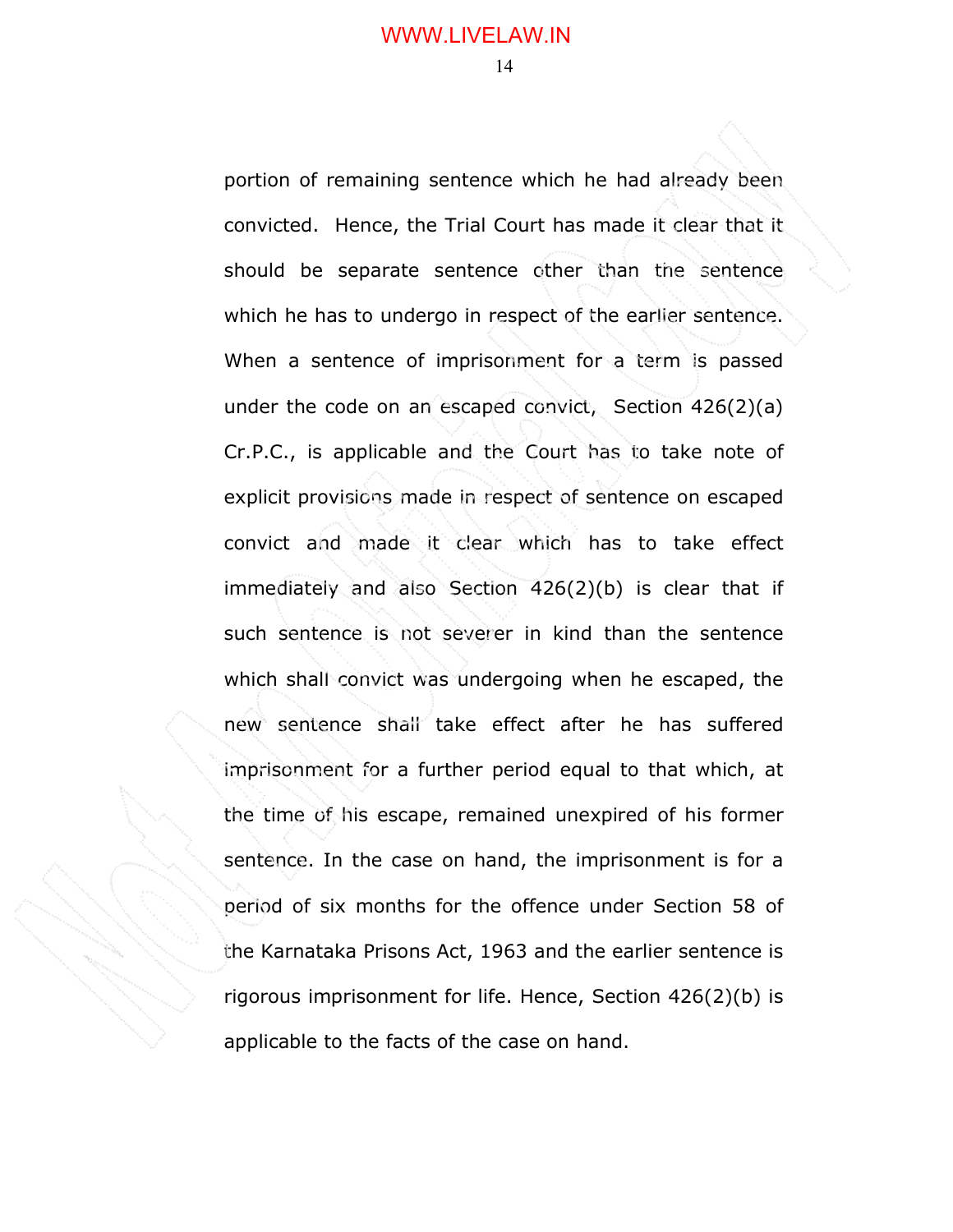portion of remaining sentence which he had already been convicted. Hence, the Trial Court has made it clear that it should be separate sentence other than the sentence which he has to undergo in respect of the earlier sentence. When a sentence of imprisonment for a term is passed under the code on an escaped convict, Section 426(2)(a) Cr.P.C., is applicable and the Court has to take note of explicit provisions made in respect of sentence on escaped convict and made it clear which has to take effect immediately and also Section 426(2)(b) is clear that if such sentence is not severer in kind than the sentence which shall convict was undergoing when he escaped, the new sentence shall take effect after he has suffered imprisonment for a further period equal to that which, at the time of his escape, remained unexpired of his former sentence. In the case on hand, the imprisonment is for a period of six months for the offence under Section 58 of the Karnataka Prisons Act, 1963 and the earlier sentence is rigorous imprisonment for life. Hence, Section 426(2)(b) is applicable to the facts of the case on hand.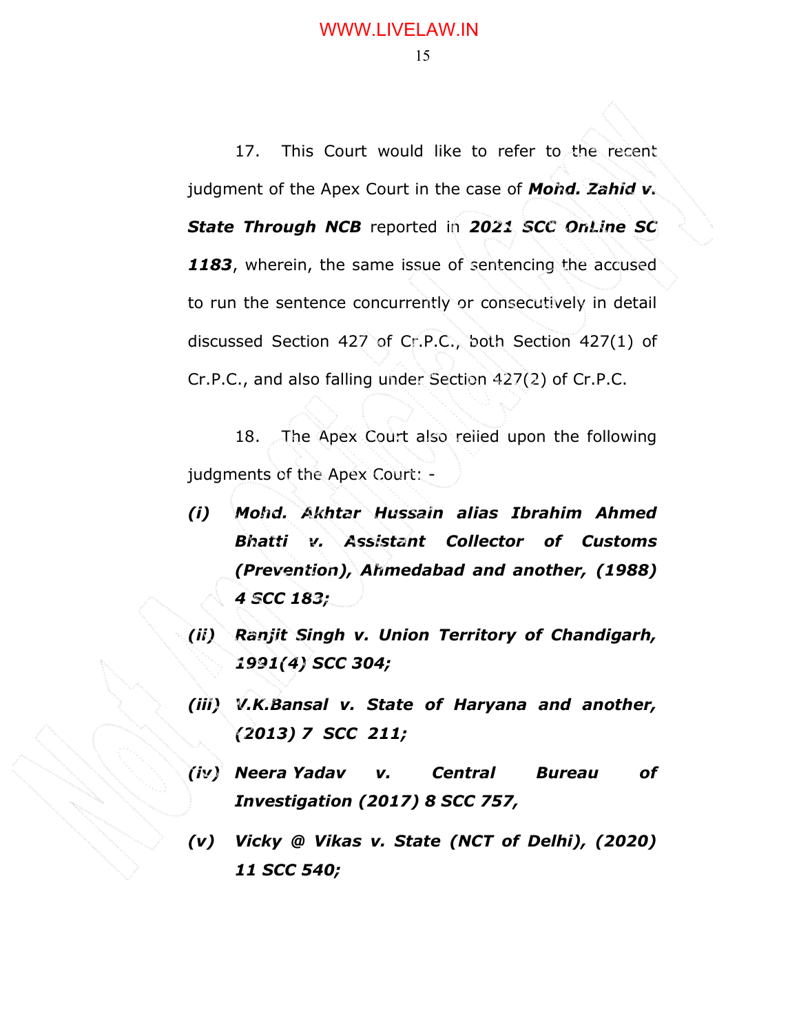17. This Court would like to refer to the recent judgment of the Apex Court in the case of ***Mohd. Zahid v. State Through NCB*** reported in ***2021 SCC OnLine SC 1183***, wherein, the same issue of sentencing the accused to run the sentence concurrently or consecutively in detail discussed Section 427 of Cr.P.C., both Section 427(1) of Cr.P.C., and also falling under Section 427(2) of Cr.P.C.

18. The Apex Court also relied upon the following judgments of the Apex Court: -

***(i) Mohd. Akhtar Hussain alias Ibrahim Ahmed Bhatti v. Assistant Collector of Customs (Prevention), Ahmedabad and another, (1988) 4 SCC 183;***

***(ii) Ranjit Singh v. Union Territory of Chandigarh, 1991(4) SCC 304;***

***(iii) V.K.Bansal v. State of Haryana and another, (2013) 7 SCC 211;***

***(iv) Neera Yadav v. Central Bureau of Investigation (2017) 8 SCC 757,***

***(v) Vicky @ Vikas v. State (NCT of Delhi), (2020) 11 SCC 540;***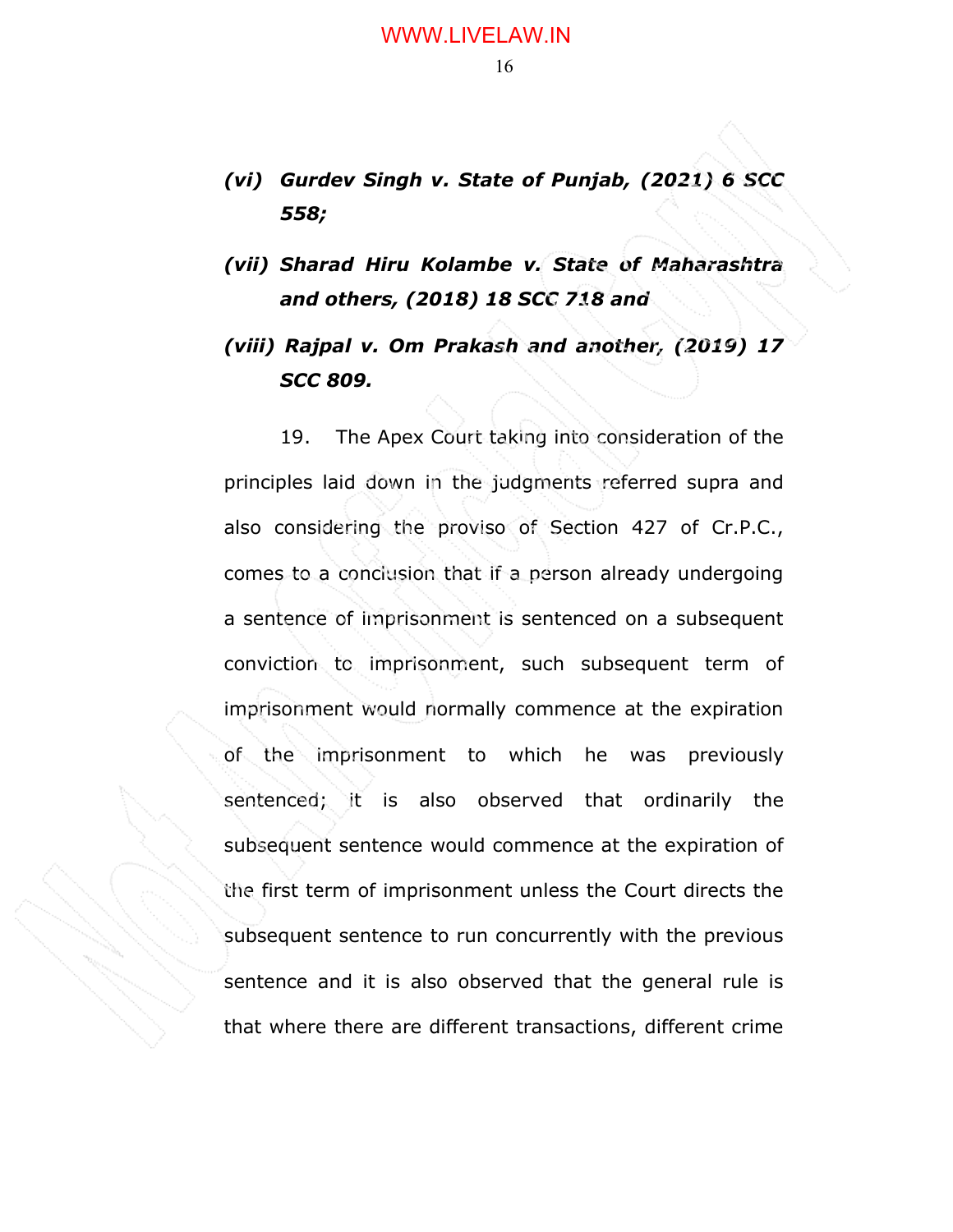- ***(vi) Gurdev Singh v. State of Punjab, (2021) 6 SCC 558;***
- ***(vii) Sharad Hiru Kolambe v. State of Maharashtra and others, (2018) 18 SCC 718 and***
- ***(viii) Rajpal v. Om Prakash and another, (2019) 17 SCC 809.***

19. The Apex Court taking into consideration of the principles laid down in the judgments referred supra and also considering the proviso of Section 427 of Cr.P.C., comes to a conclusion that if a person already undergoing a sentence of imprisonment is sentenced on a subsequent conviction to imprisonment, such subsequent term of imprisonment would normally commence at the expiration of the imprisonment to which he was previously sentenced; it is also observed that ordinarily the subsequent sentence would commence at the expiration of the first term of imprisonment unless the Court directs the subsequent sentence to run concurrently with the previous sentence and it is also observed that the general rule is that where there are different transactions, different crime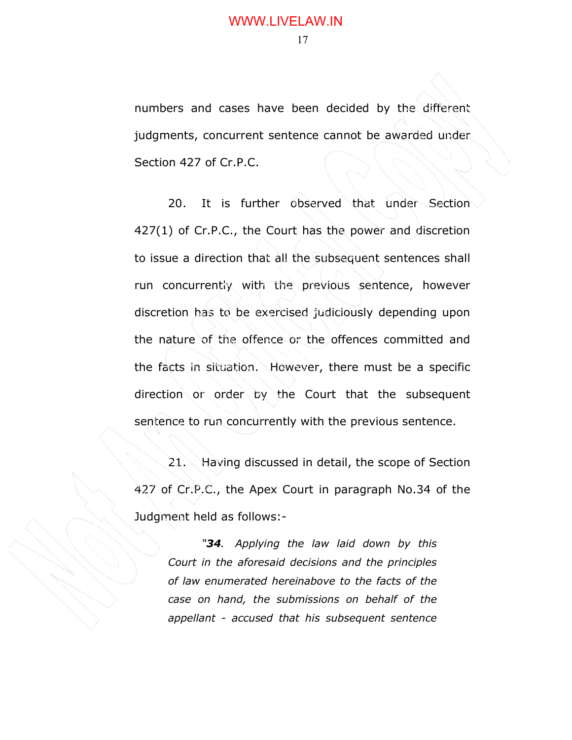numbers and cases have been decided by the different judgments, concurrent sentence cannot be awarded under Section 427 of Cr.P.C.

20. It is further observed that under Section 427(1) of Cr.P.C., the Court has the power and discretion to issue a direction that all the subsequent sentences shall run concurrently with the previous sentence, however discretion has to be exercised judiciously depending upon the nature of the offence or the offences committed and the facts in situation. However, there must be a specific direction or order by the Court that the subsequent sentence to run concurrently with the previous sentence.

21. Having discussed in detail, the scope of Section 427 of Cr.P.C., the Apex Court in paragraph No.34 of the Judgment held as follows:-

> *"**34**. Applying the law laid down by this Court in the aforesaid decisions and the principles of law enumerated hereinabove to the facts of the case on hand, the submissions on behalf of the appellant - accused that his subsequent sentence*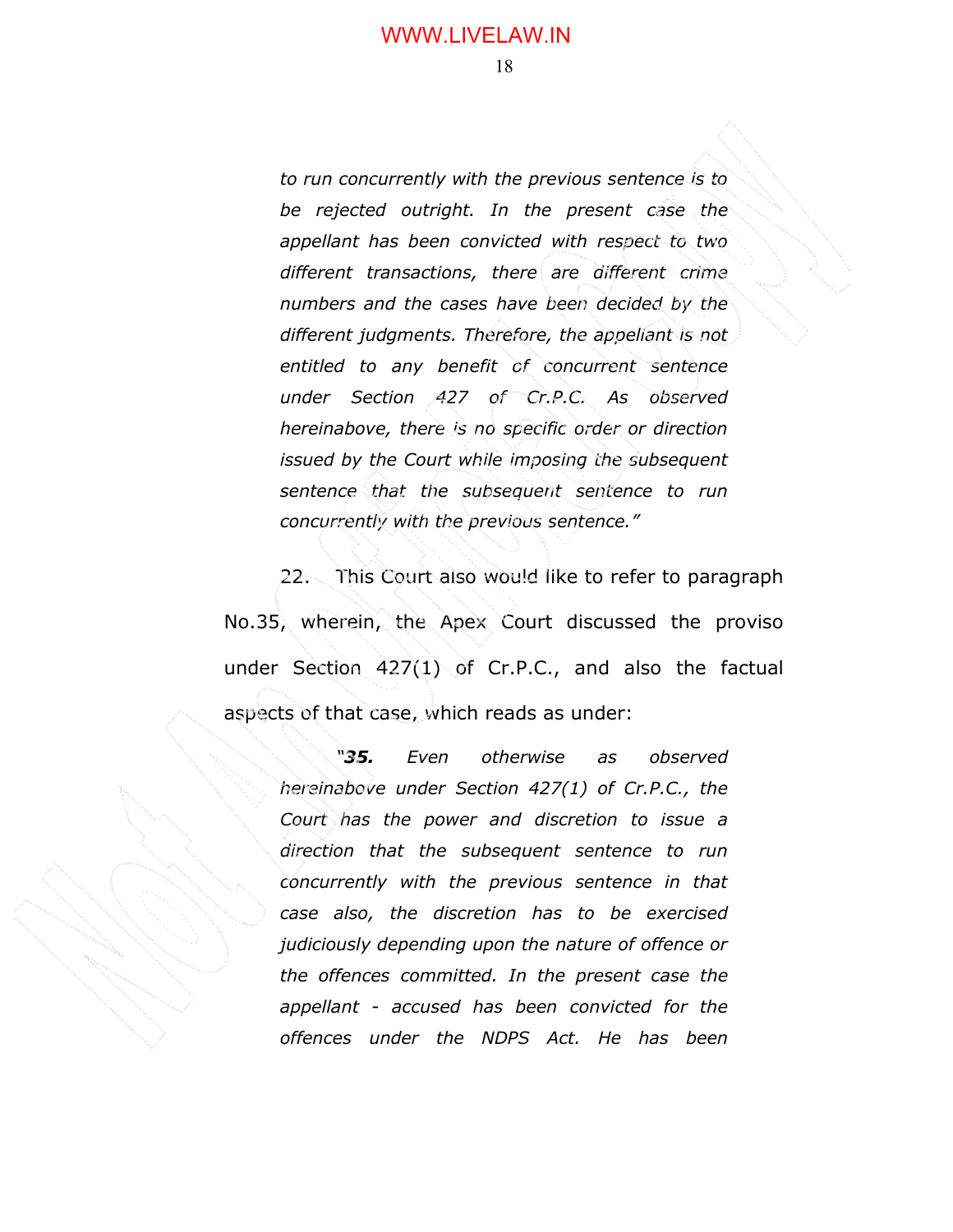> *to run concurrently with the previous sentence is to be rejected outright. In the present case the appellant has been convicted with respect to two different transactions, there are different crime numbers and the cases have been decided by the different judgments. Therefore, the appellant is not entitled to any benefit of concurrent sentence under Section 427 of Cr.P.C. As observed hereinabove, there is no specific order or direction issued by the Court while imposing the subsequent sentence that the subsequent sentence to run concurrently with the previous sentence."*

22. This Court also would like to refer to paragraph No.35, wherein, the Apex Court discussed the proviso under Section 427(1) of Cr.P.C., and also the factual aspects of that case, which reads as under:

> *"**35.** Even otherwise as observed hereinabove under Section 427(1) of Cr.P.C., the Court has the power and discretion to issue a direction that the subsequent sentence to run concurrently with the previous sentence in that case also, the discretion has to be exercised judiciously depending upon the nature of offence or the offences committed. In the present case the appellant - accused has been convicted for the offences under the NDPS Act. He has been*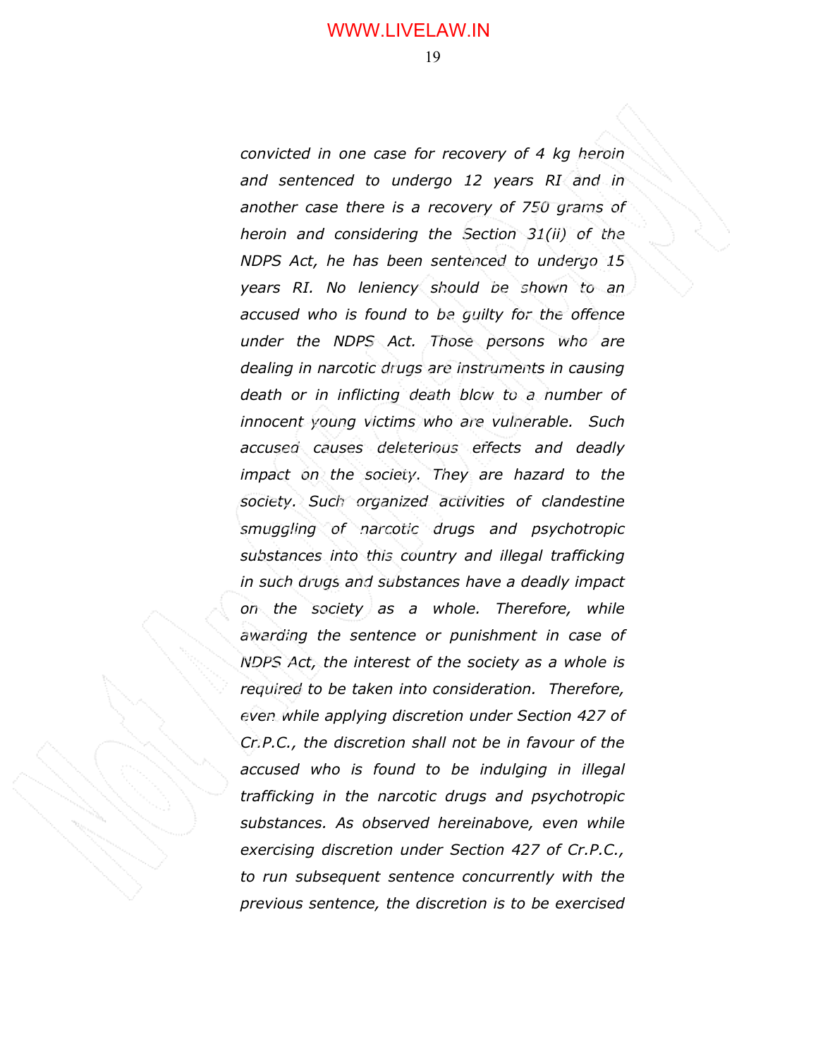*convicted in one case for recovery of 4 kg heroin and sentenced to undergo 12 years RI and in another case there is a recovery of 750 grams of heroin and considering the Section 31(ii) of the NDPS Act, he has been sentenced to undergo 15 years RI. No leniency should be shown to an accused who is found to be guilty for the offence under the NDPS Act. Those persons who are dealing in narcotic drugs are instruments in causing death or in inflicting death blow to a number of innocent young victims who are vulnerable. Such accused causes deleterious effects and deadly impact on the society. They are hazard to the society. Such organized activities of clandestine smuggling of narcotic drugs and psychotropic substances into this country and illegal trafficking in such drugs and substances have a deadly impact on the society as a whole. Therefore, while awarding the sentence or punishment in case of NDPS Act, the interest of the society as a whole is required to be taken into consideration. Therefore, even while applying discretion under Section 427 of Cr.P.C., the discretion shall not be in favour of the accused who is found to be indulging in illegal trafficking in the narcotic drugs and psychotropic substances. As observed hereinabove, even while exercising discretion under Section 427 of Cr.P.C., to run subsequent sentence concurrently with the previous sentence, the discretion is to be exercised*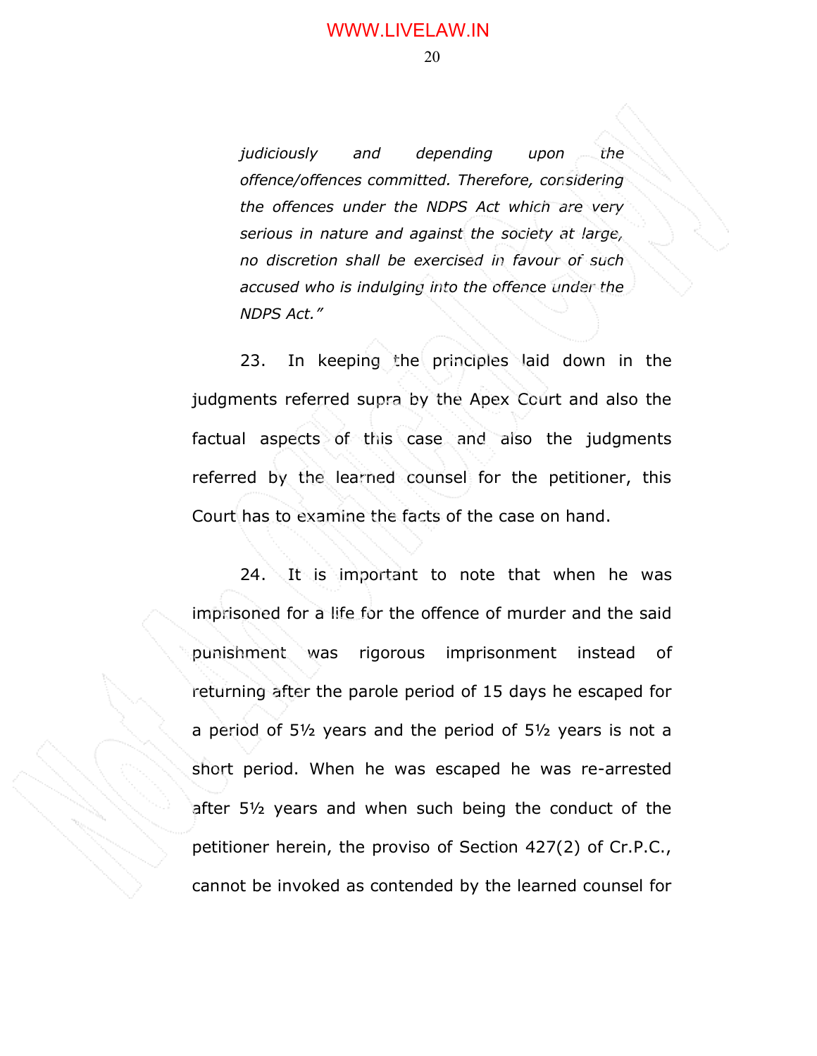*judiciously and depending upon the offence/offences committed. Therefore, considering the offences under the NDPS Act which are very serious in nature and against the society at large, no discretion shall be exercised in favour of such accused who is indulging into the offence under the NDPS Act."*

23. In keeping the principles laid down in the judgments referred supra by the Apex Court and also the factual aspects of this case and also the judgments referred by the learned counsel for the petitioner, this Court has to examine the facts of the case on hand.

24. It is important to note that when he was imprisoned for a life for the offence of murder and the said punishment was rigorous imprisonment instead of returning after the parole period of 15 days he escaped for a period of 5½ years and the period of 5½ years is not a short period. When he was escaped he was re-arrested after 5½ years and when such being the conduct of the petitioner herein, the proviso of Section 427(2) of Cr.P.C., cannot be invoked as contended by the learned counsel for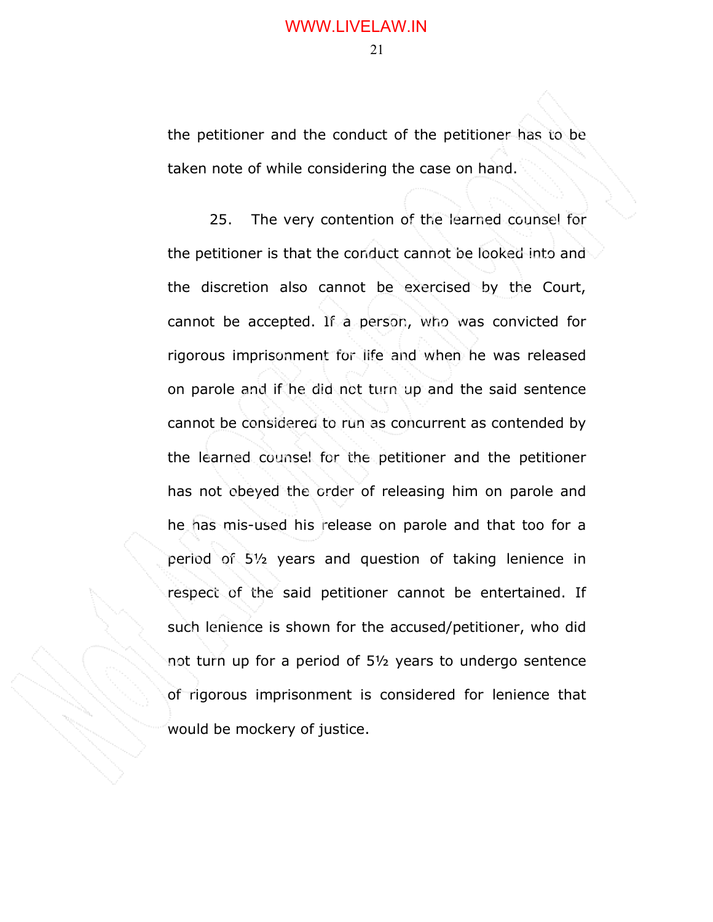the petitioner and the conduct of the petitioner has to be taken note of while considering the case on hand.

25. The very contention of the learned counsel for the petitioner is that the conduct cannot be looked into and the discretion also cannot be exercised by the Court, cannot be accepted. If a person, who was convicted for rigorous imprisonment for life and when he was released on parole and if he did not turn up and the said sentence cannot be considered to run as concurrent as contended by the learned counsel for the petitioner and the petitioner has not obeyed the order of releasing him on parole and he has mis-used his release on parole and that too for a period of 5½ years and question of taking lenience in respect of the said petitioner cannot be entertained. If such lenience is shown for the accused/petitioner, who did not turn up for a period of 5½ years to undergo sentence of rigorous imprisonment is considered for lenience that would be mockery of justice.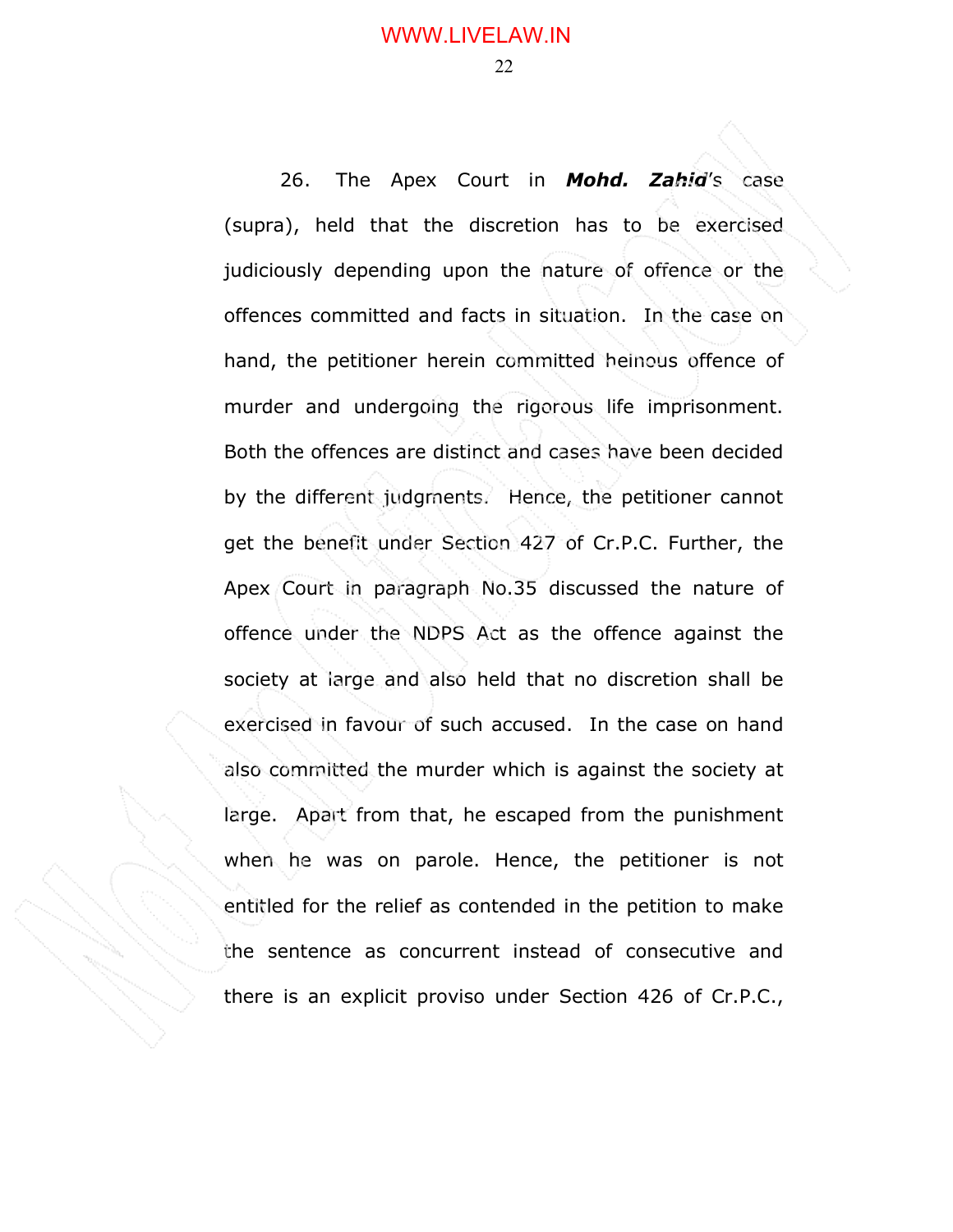26. The Apex Court in ***Mohd. Zahid***'s case (supra), held that the discretion has to be exercised judiciously depending upon the nature of offence or the offences committed and facts in situation. In the case on hand, the petitioner herein committed heinous offence of murder and undergoing the rigorous life imprisonment. Both the offences are distinct and cases have been decided by the different judgments. Hence, the petitioner cannot get the benefit under Section 427 of Cr.P.C. Further, the Apex Court in paragraph No.35 discussed the nature of offence under the NDPS Act as the offence against the society at large and also held that no discretion shall be exercised in favour of such accused. In the case on hand also committed the murder which is against the society at large. Apart from that, he escaped from the punishment when he was on parole. Hence, the petitioner is not entitled for the relief as contended in the petition to make the sentence as concurrent instead of consecutive and there is an explicit proviso under Section 426 of Cr.P.C.,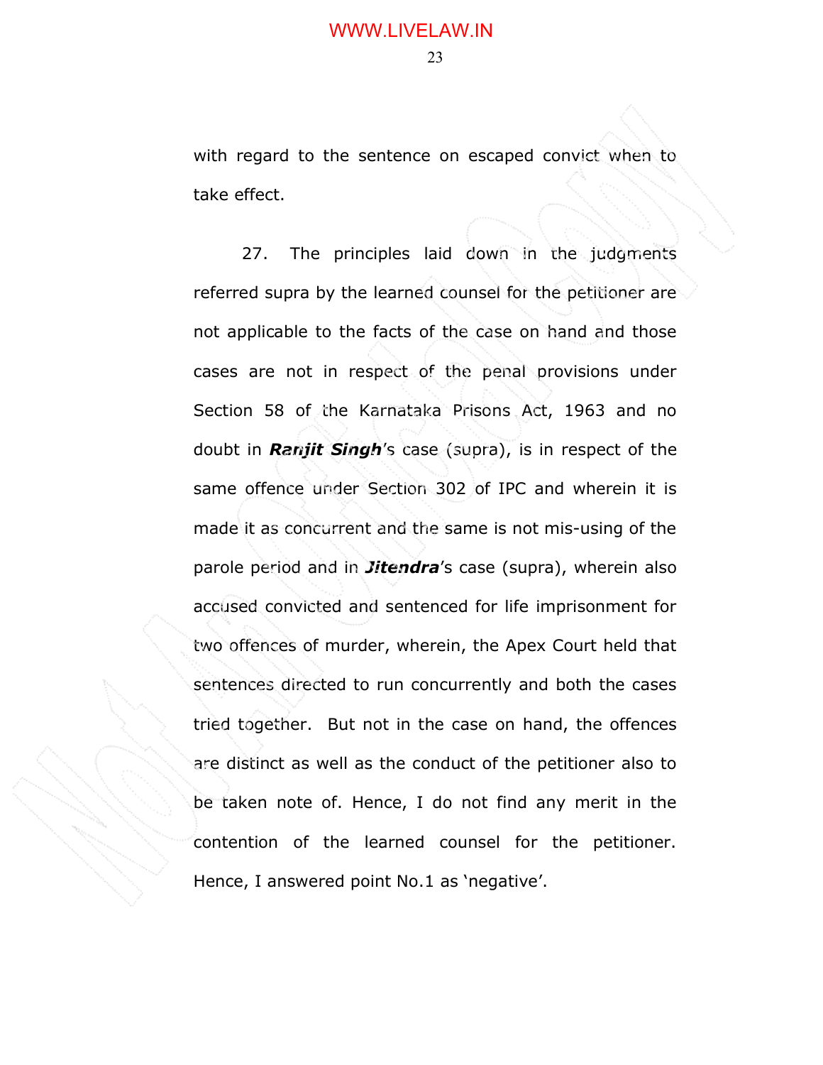with regard to the sentence on escaped convict when to take effect.

27. The principles laid down in the judgments referred supra by the learned counsel for the petitioner are not applicable to the facts of the case on hand and those cases are not in respect of the penal provisions under Section 58 of the Karnataka Prisons Act, 1963 and no doubt in ***Ranjit Singh***'s case (supra), is in respect of the same offence under Section 302 of IPC and wherein it is made it as concurrent and the same is not mis-using of the parole period and in ***Jitendra***'s case (supra), wherein also accused convicted and sentenced for life imprisonment for two offences of murder, wherein, the Apex Court held that sentences directed to run concurrently and both the cases tried together. But not in the case on hand, the offences are distinct as well as the conduct of the petitioner also to be taken note of. Hence, I do not find any merit in the contention of the learned counsel for the petitioner. Hence, I answered point No.1 as 'negative'.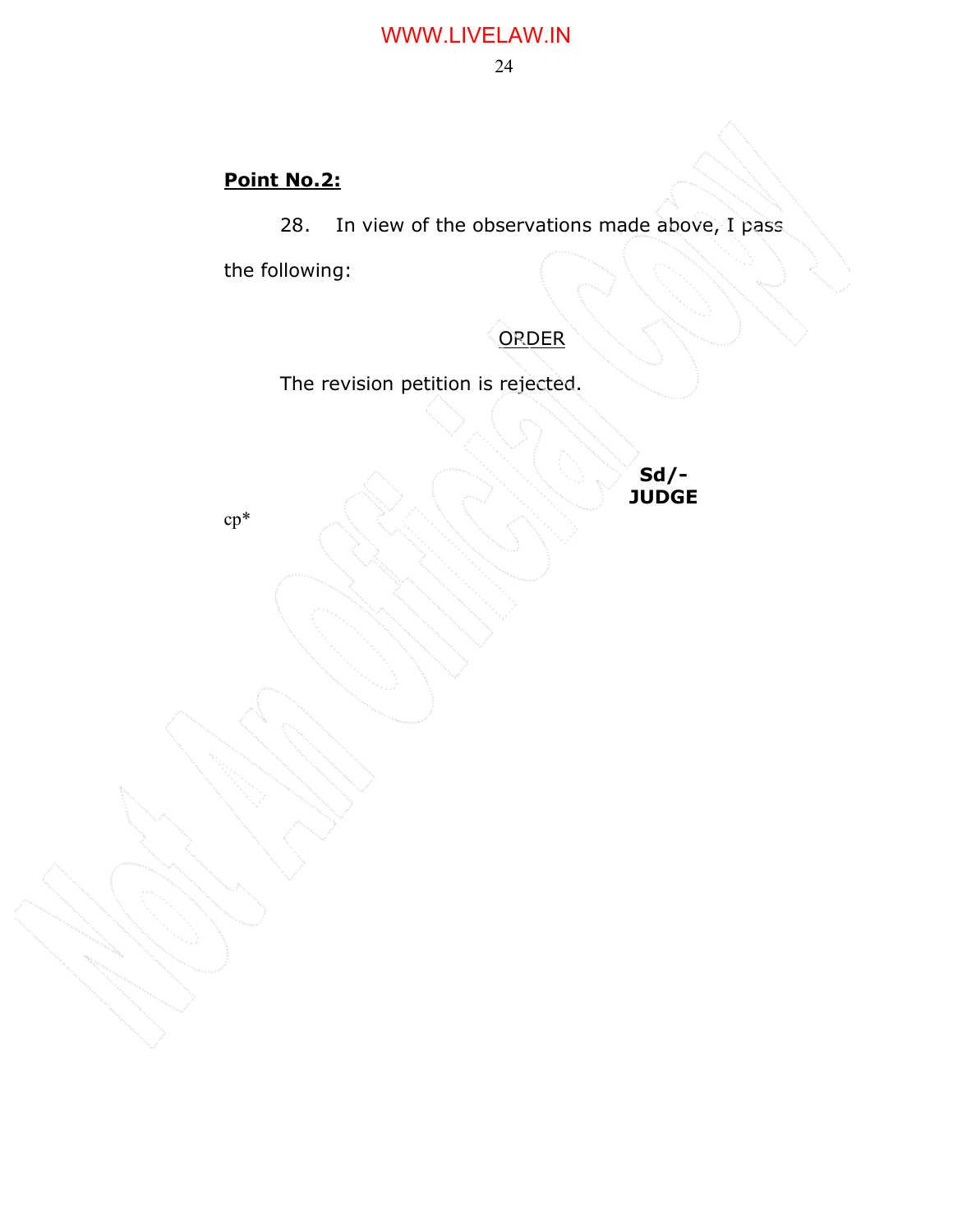**Point No.2:**

28. In view of the observations made above, I pass the following:

ORDER

The revision petition is rejected.

**Sd/-**
**JUDGE**

cp*